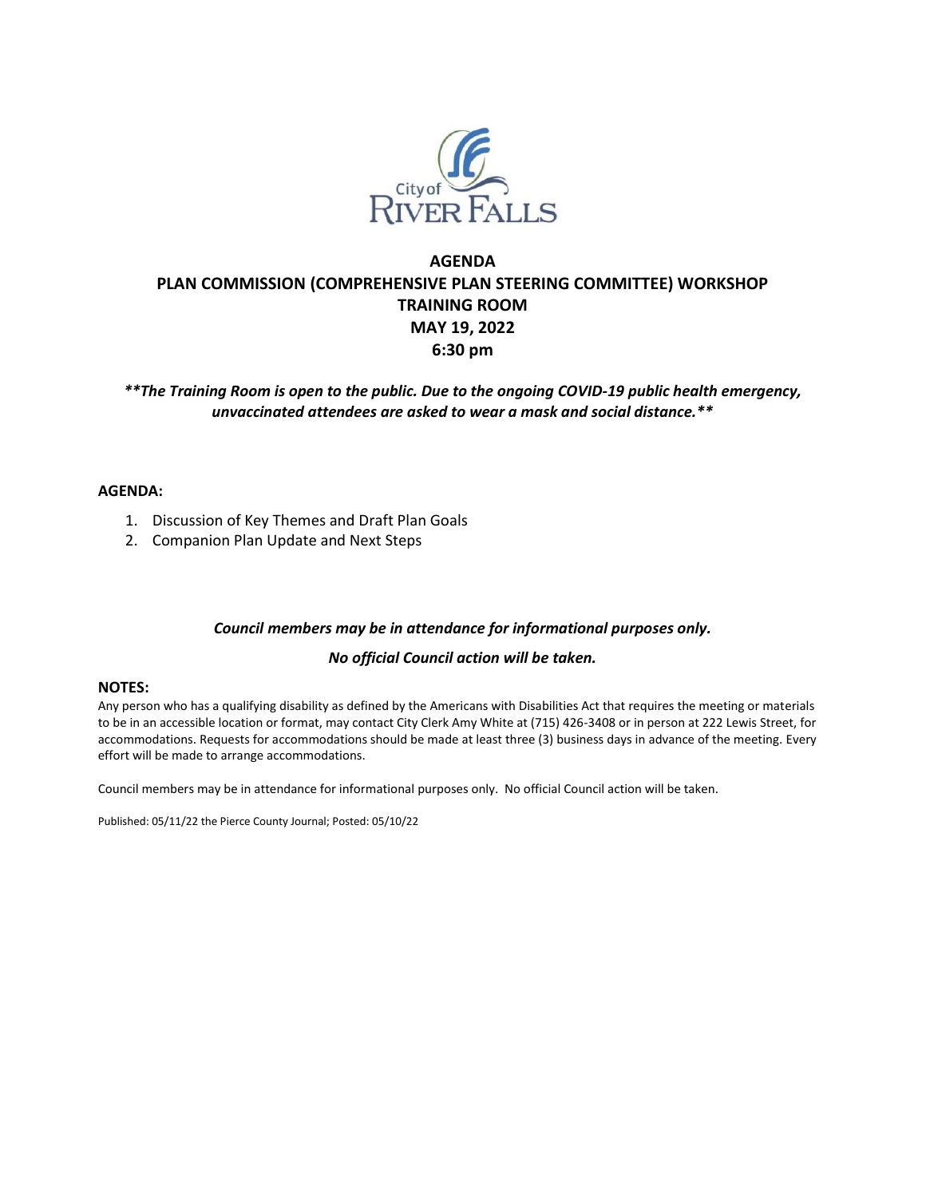City of River Falls

# AGENDA
# PLAN COMMISSION (COMPREHENSIVE PLAN STEERING COMMITTEE) WORKSHOP
# TRAINING ROOM
# MAY 19, 2022
# 6:30 pm

***\*\*The Training Room is open to the public. Due to the ongoing COVID-19 public health emergency, unvaccinated attendees are asked to wear a mask and social distance.\*\****

**AGENDA:**

1. Discussion of Key Themes and Draft Plan Goals
2. Companion Plan Update and Next Steps

***Council members may be in attendance for informational purposes only.***

***No official Council action will be taken.***

**NOTES:**

Any person who has a qualifying disability as defined by the Americans with Disabilities Act that requires the meeting or materials to be in an accessible location or format, may contact City Clerk Amy White at (715) 426-3408 or in person at 222 Lewis Street, for accommodations. Requests for accommodations should be made at least three (3) business days in advance of the meeting. Every effort will be made to arrange accommodations.

Council members may be in attendance for informational purposes only. No official Council action will be taken.

Published: 05/11/22 the Pierce County Journal; Posted: 05/10/22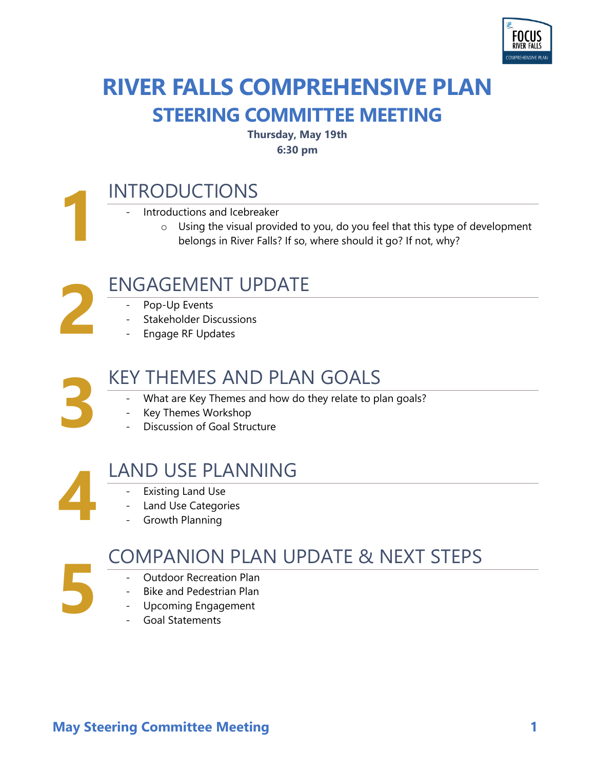# RIVER FALLS COMPREHENSIVE PLAN

## STEERING COMMITTEE MEETING

**Thursday, May 19th**
**6:30 pm**

## 1 INTRODUCTIONS

- Introductions and Icebreaker
  - Using the visual provided to you, do you feel that this type of development belongs in River Falls? If so, where should it go? If not, why?

## 2 ENGAGEMENT UPDATE

- Pop-Up Events
- Stakeholder Discussions
- Engage RF Updates

## 3 KEY THEMES AND PLAN GOALS

- What are Key Themes and how do they relate to plan goals?
- Key Themes Workshop
- Discussion of Goal Structure

## 4 LAND USE PLANNING

- Existing Land Use
- Land Use Categories
- Growth Planning

## 5 COMPANION PLAN UPDATE & NEXT STEPS

- Outdoor Recreation Plan
- Bike and Pedestrian Plan
- Upcoming Engagement
- Goal Statements